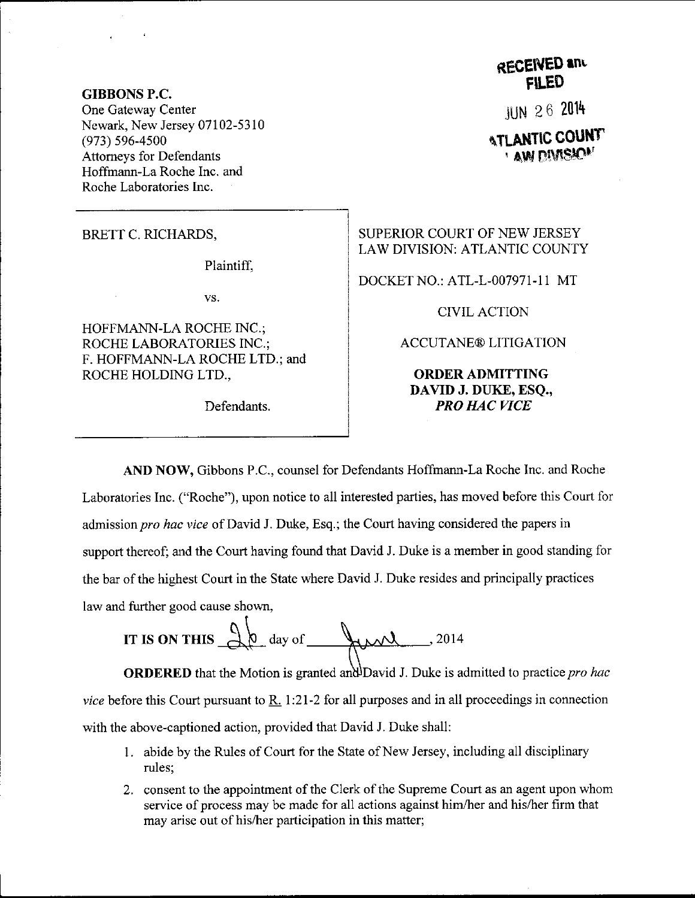**GIBBONS P.C.**
One Gateway Center
Newark, New Jersey 07102-5310
(973) 596-4500
Attorneys for Defendants
Hoffmann-La Roche Inc. and
Roche Laboratories Inc.

RECEIVED and FILED
JUN 26 2014
ATLANTIC COUNTY LAW DIVISION

| | |
|---|---|
| BRETT C. RICHARDS,<br><br>Plaintiff,<br><br>vs.<br><br>HOFFMANN-LA ROCHE INC.; ROCHE LABORATORIES INC.; F. HOFFMANN-LA ROCHE LTD.; and ROCHE HOLDING LTD.,<br><br>Defendants. | SUPERIOR COURT OF NEW JERSEY LAW DIVISION: ATLANTIC COUNTY<br><br>DOCKET NO.: ATL-L-007971-11 MT<br><br>CIVIL ACTION<br><br>ACCUTANE® LITIGATION<br><br>**ORDER ADMITTING DAVID J. DUKE, ESQ., *PRO HAC VICE*** |

**AND NOW,** Gibbons P.C., counsel for Defendants Hoffmann-La Roche Inc. and Roche Laboratories Inc. ("Roche"), upon notice to all interested parties, has moved before this Court for admission *pro hac vice* of David J. Duke, Esq.; the Court having considered the papers in support thereof; and the Court having found that David J. Duke is a member in good standing for the bar of the highest Court in the State where David J. Duke resides and principally practices law and further good cause shown,

**IT IS ON THIS** 26 day of June, 2014

**ORDERED** that the Motion is granted and David J. Duke is admitted to practice *pro hac vice* before this Court pursuant to R. 1:21-2 for all purposes and in all proceedings in connection with the above-captioned action, provided that David J. Duke shall:

1. abide by the Rules of Court for the State of New Jersey, including all disciplinary rules;
2. consent to the appointment of the Clerk of the Supreme Court as an agent upon whom service of process may be made for all actions against him/her and his/her firm that may arise out of his/her participation in this matter;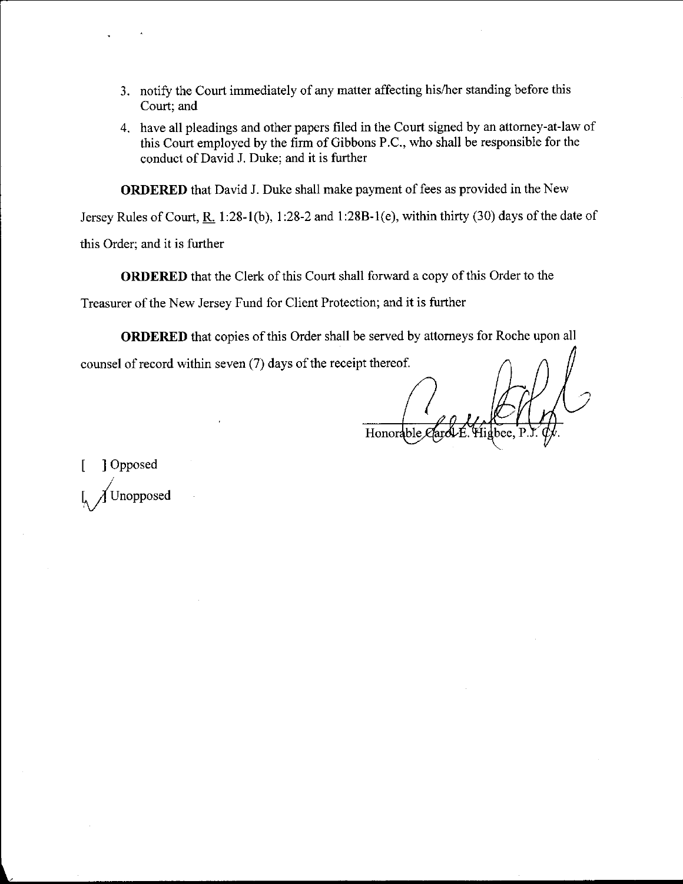3. notify the Court immediately of any matter affecting his/her standing before this Court; and

4. have all pleadings and other papers filed in the Court signed by an attorney-at-law of this Court employed by the firm of Gibbons P.C., who shall be responsible for the conduct of David J. Duke; and it is further

**ORDERED** that David J. Duke shall make payment of fees as provided in the New Jersey Rules of Court, R. 1:28-1(b), 1:28-2 and 1:28B-1(e), within thirty (30) days of the date of this Order; and it is further

**ORDERED** that the Clerk of this Court shall forward a copy of this Order to the Treasurer of the New Jersey Fund for Client Protection; and it is further

**ORDERED** that copies of this Order shall be served by attorneys for Roche upon all counsel of record within seven (7) days of the receipt thereof.

Honorable Carol E. Higbee, P.J. Cv.

[ ] Opposed

[✓] Unopposed